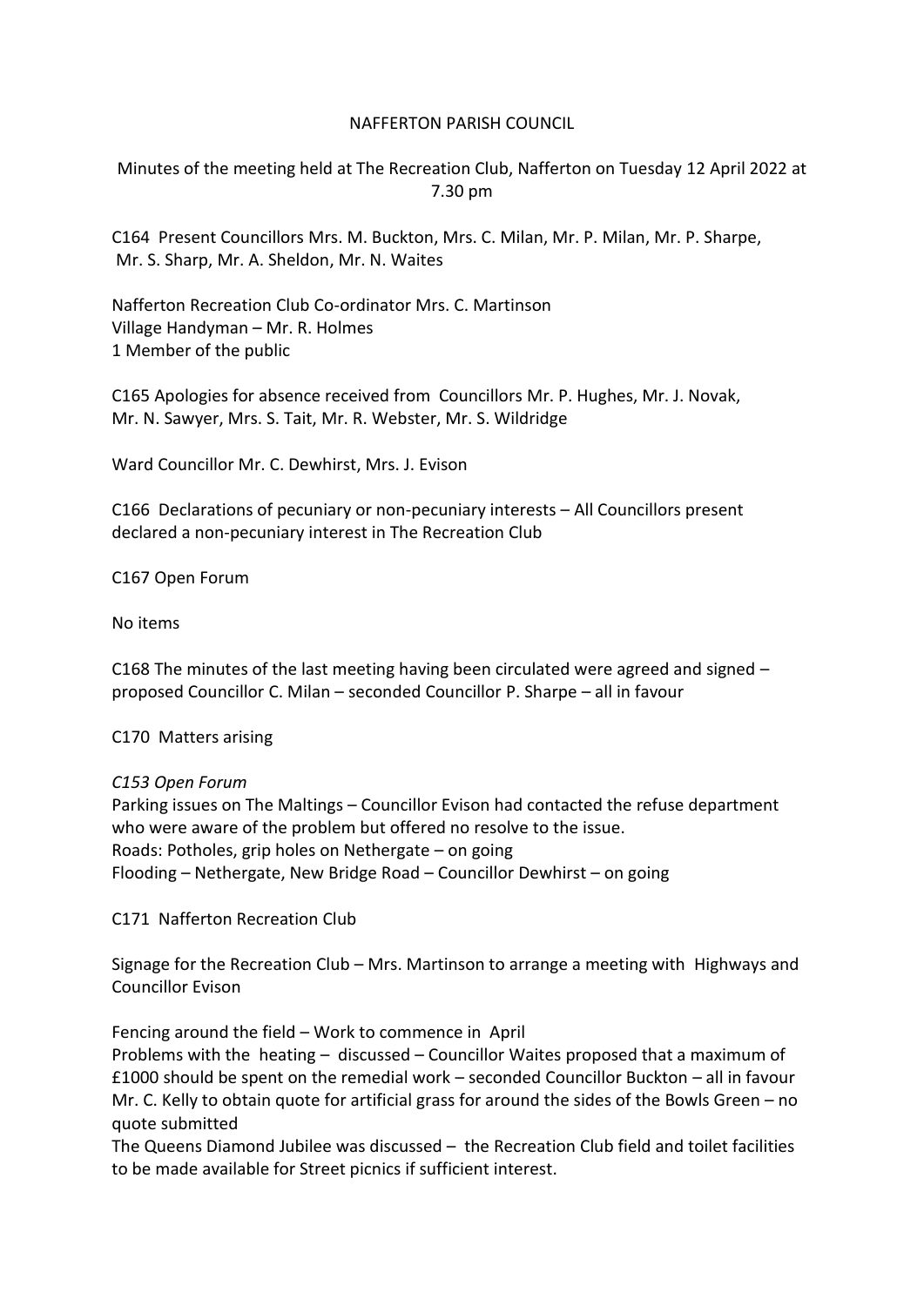# NAFFERTON PARISH COUNCIL

Minutes of the meeting held at The Recreation Club, Nafferton on Tuesday 12 April 2022 at 7.30 pm

C164 Present Councillors Mrs. M. Buckton, Mrs. C. Milan, Mr. P. Milan, Mr. P. Sharpe, Mr. S. Sharp, Mr. A. Sheldon, Mr. N. Waites

Nafferton Recreation Club Co-ordinator Mrs. C. Martinson
Village Handyman – Mr. R. Holmes
1 Member of the public

C165 Apologies for absence received from Councillors Mr. P. Hughes, Mr. J. Novak, Mr. N. Sawyer, Mrs. S. Tait, Mr. R. Webster, Mr. S. Wildridge

Ward Councillor Mr. C. Dewhirst, Mrs. J. Evison

C166 Declarations of pecuniary or non-pecuniary interests – All Councillors present declared a non-pecuniary interest in The Recreation Club

C167 Open Forum

No items

C168 The minutes of the last meeting having been circulated were agreed and signed – proposed Councillor C. Milan – seconded Councillor P. Sharpe – all in favour

C170 Matters arising

*C153 Open Forum*

Parking issues on The Maltings – Councillor Evison had contacted the refuse department who were aware of the problem but offered no resolve to the issue.
Roads: Potholes, grip holes on Nethergate – on going
Flooding – Nethergate, New Bridge Road – Councillor Dewhirst – on going

C171 Nafferton Recreation Club

Signage for the Recreation Club – Mrs. Martinson to arrange a meeting with Highways and Councillor Evison

Fencing around the field – Work to commence in April
Problems with the heating – discussed – Councillor Waites proposed that a maximum of £1000 should be spent on the remedial work – seconded Councillor Buckton – all in favour
Mr. C. Kelly to obtain quote for artificial grass for around the sides of the Bowls Green – no quote submitted
The Queens Diamond Jubilee was discussed – the Recreation Club field and toilet facilities to be made available for Street picnics if sufficient interest.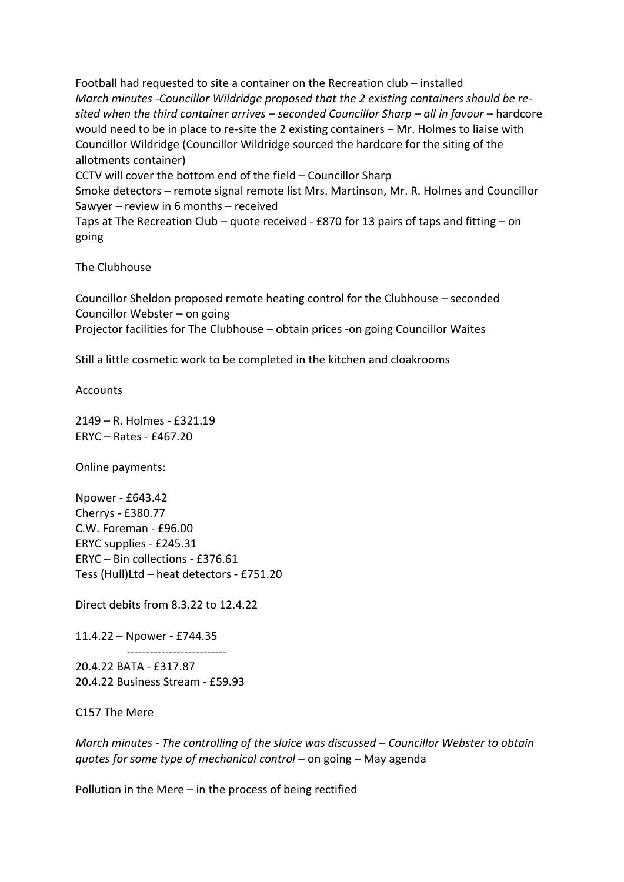Football had requested to site a container on the Recreation club – installed
*March minutes -Councillor Wildridge proposed that the 2 existing containers should be re-sited when the third container arrives – seconded Councillor Sharp – all in favour* – hardcore would need to be in place to re-site the 2 existing containers – Mr. Holmes to liaise with Councillor Wildridge (Councillor Wildridge sourced the hardcore for the siting of the allotments container)
CCTV will cover the bottom end of the field – Councillor Sharp
Smoke detectors – remote signal remote list Mrs. Martinson, Mr. R. Holmes and Councillor Sawyer – review in 6 months – received
Taps at The Recreation Club – quote received - £870 for 13 pairs of taps and fitting – on going

The Clubhouse

Councillor Sheldon proposed remote heating control for the Clubhouse – seconded Councillor Webster – on going
Projector facilities for The Clubhouse – obtain prices -on going Councillor Waites

Still a little cosmetic work to be completed in the kitchen and cloakrooms

Accounts

2149 – R. Holmes - £321.19
ERYC – Rates - £467.20

Online payments:

Npower - £643.42
Cherrys - £380.77
C.W. Foreman - £96.00
ERYC supplies - £245.31
ERYC – Bin collections - £376.61
Tess (Hull)Ltd – heat detectors - £751.20

Direct debits from 8.3.22 to 12.4.22

11.4.22 – Npower - £744.35
--------------------------
20.4.22 BATA - £317.87
20.4.22 Business Stream - £59.93

C157 The Mere

*March minutes - The controlling of the sluice was discussed – Councillor Webster to obtain quotes for some type of mechanical control* – on going – May agenda

Pollution in the Mere – in the process of being rectified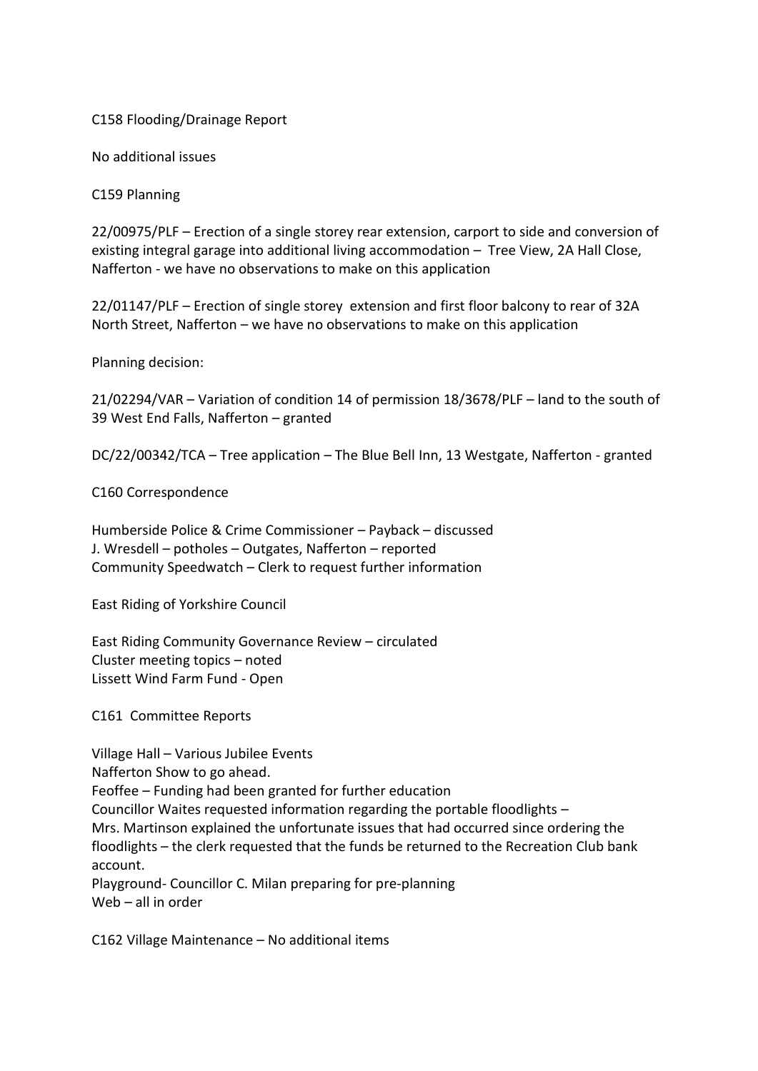C158 Flooding/Drainage Report

No additional issues

C159 Planning

22/00975/PLF – Erection of a single storey rear extension, carport to side and conversion of existing integral garage into additional living accommodation – Tree View, 2A Hall Close, Nafferton - we have no observations to make on this application

22/01147/PLF – Erection of single storey extension and first floor balcony to rear of 32A North Street, Nafferton – we have no observations to make on this application

Planning decision:

21/02294/VAR – Variation of condition 14 of permission 18/3678/PLF – land to the south of 39 West End Falls, Nafferton – granted

DC/22/00342/TCA – Tree application – The Blue Bell Inn, 13 Westgate, Nafferton - granted

C160 Correspondence

Humberside Police & Crime Commissioner – Payback – discussed
J. Wresdell – potholes – Outgates, Nafferton – reported
Community Speedwatch – Clerk to request further information

East Riding of Yorkshire Council

East Riding Community Governance Review – circulated
Cluster meeting topics – noted
Lissett Wind Farm Fund - Open

C161 Committee Reports

Village Hall – Various Jubilee Events
Nafferton Show to go ahead.
Feoffee – Funding had been granted for further education
Councillor Waites requested information regarding the portable floodlights – Mrs. Martinson explained the unfortunate issues that had occurred since ordering the floodlights – the clerk requested that the funds be returned to the Recreation Club bank account.
Playground- Councillor C. Milan preparing for pre-planning
Web – all in order

C162 Village Maintenance – No additional items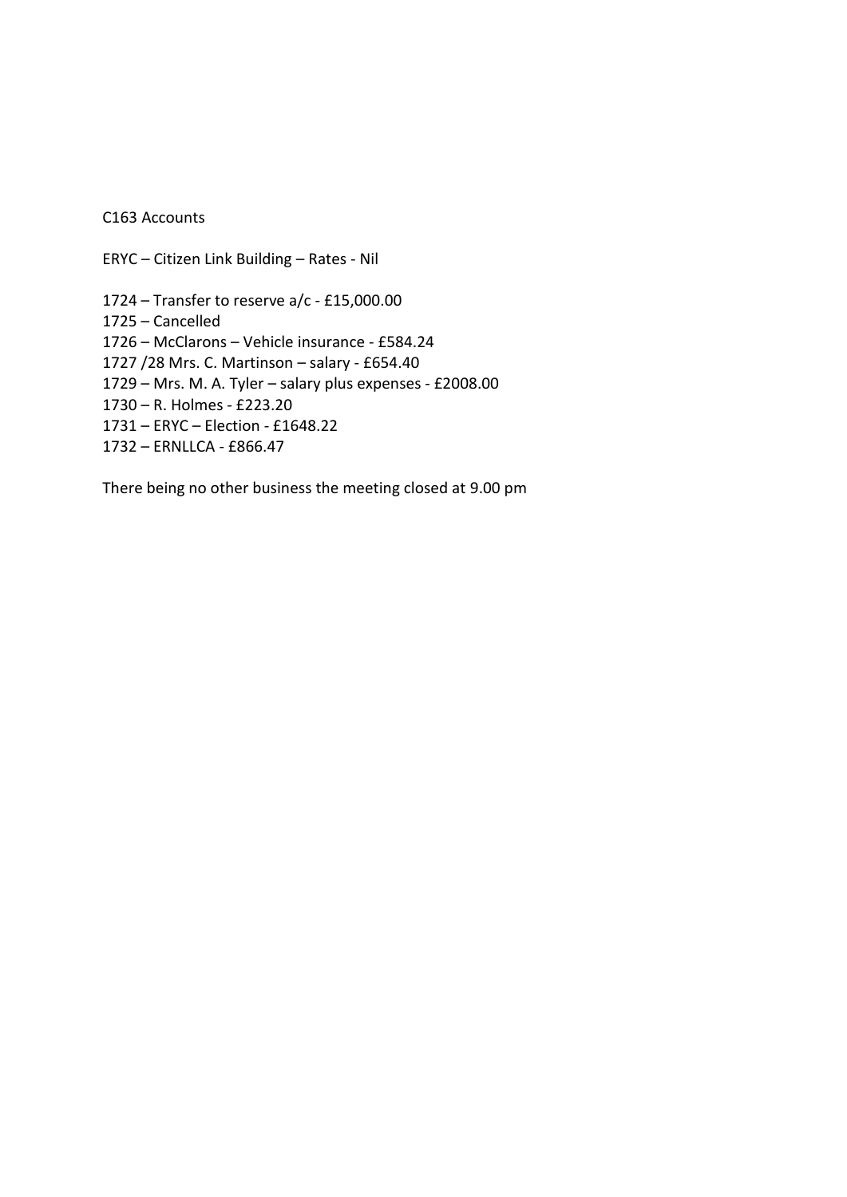C163 Accounts

ERYC – Citizen Link Building – Rates - Nil

1724 – Transfer to reserve a/c - £15,000.00
1725 – Cancelled
1726 – McClarons – Vehicle insurance - £584.24
1727 /28 Mrs. C. Martinson – salary - £654.40
1729 – Mrs. M. A. Tyler – salary plus expenses - £2008.00
1730 – R. Holmes - £223.20
1731 – ERYC – Election - £1648.22
1732 – ERNLLCA - £866.47

There being no other business the meeting closed at 9.00 pm